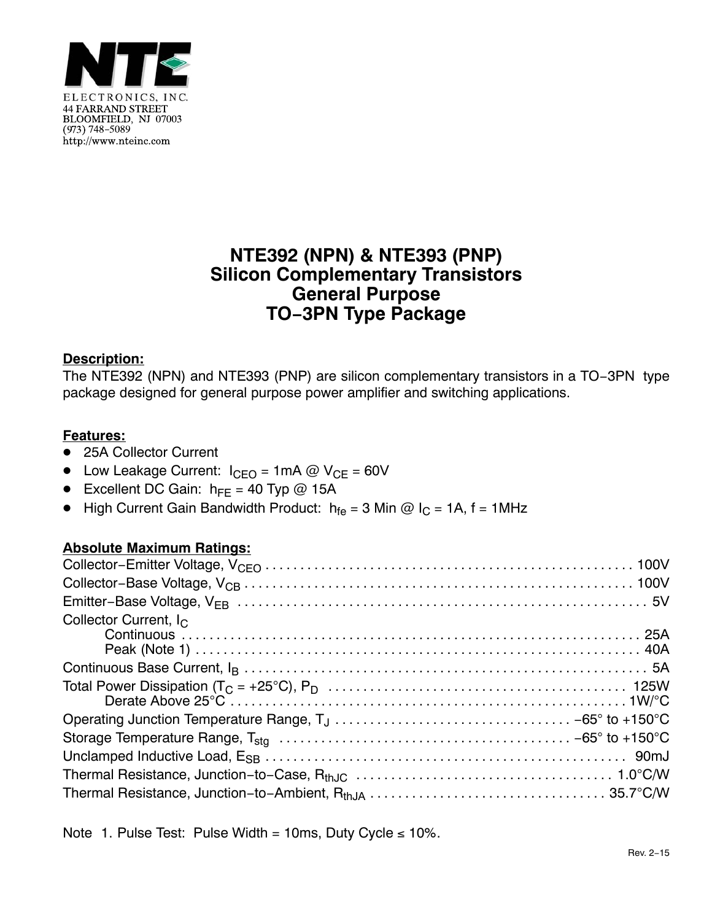NTE ELECTRONICS, INC.
44 FARRAND STREET
BLOOMFIELD, NJ 07003
(973) 748−5089
http://www.nteinc.com

# NTE392 (NPN) & NTE393 (PNP)
# Silicon Complementary Transistors
# General Purpose
# TO−3PN Type Package

**Description:**

The NTE392 (NPN) and NTE393 (PNP) are silicon complementary transistors in a TO−3PN type package designed for general purpose power amplifier and switching applications.

**Features:**

- 25A Collector Current
- Low Leakage Current: $I_{CEO}$ = 1mA @ $V_{CE}$ = 60V
- Excellent DC Gain: $h_{FE}$ = 40 Typ @ 15A
- High Current Gain Bandwidth Product: $h_{fe}$ = 3 Min @ $I_C$ = 1A, f = 1MHz

**Absolute Maximum Ratings:**

Collector−Emitter Voltage, $V_{CEO}$ . . . . . . . . . . 100V

Collector−Base Voltage, $V_{CB}$ . . . . . . . . . . 100V

Emitter−Base Voltage, $V_{EB}$ . . . . . . . . . . 5V

Collector Current, $I_C$

Continuous . . . . . . . . . . 25A

Peak (Note 1) . . . . . . . . . . 40A

Continuous Base Current, $I_B$ . . . . . . . . . . 5A

Total Power Dissipation ($T_C$ = +25°C), $P_D$ . . . . . . . . . . 125W

Derate Above 25°C . . . . . . . . . . 1W/°C

Operating Junction Temperature Range, $T_J$ . . . . . . . . . . −65° to +150°C

Storage Temperature Range, $T_{stg}$ . . . . . . . . . . −65° to +150°C

Unclamped Inductive Load, $E_{SB}$ . . . . . . . . . . 90mJ

Thermal Resistance, Junction−to−Case, $R_{thJC}$ . . . . . . . . . . 1.0°C/W

Thermal Resistance, Junction−to−Ambient, $R_{thJA}$ . . . . . . . . . . 35.7°C/W

Note 1. Pulse Test: Pulse Width = 10ms, Duty Cycle ≤ 10%.

Rev. 2−15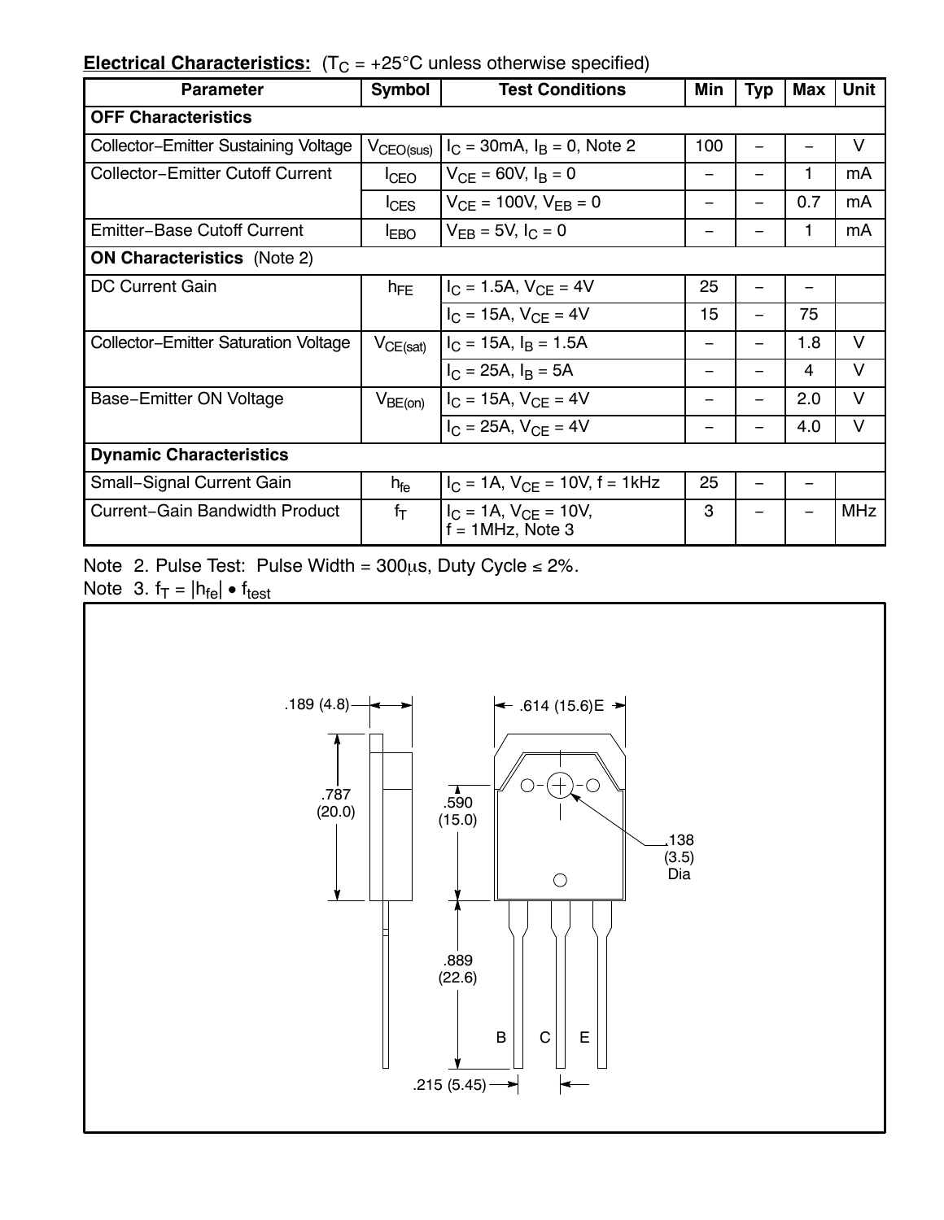**Electrical Characteristics:** ($T_C$ = +25°C unless otherwise specified)

| Parameter | Symbol | Test Conditions | Min | Typ | Max | Unit |
|---|---|---|---|---|---|---|
| **OFF Characteristics** | | | | | | |
| Collector−Emitter Sustaining Voltage | $V_{CEO(sus)}$ | $I_C$ = 30mA, $I_B$ = 0, Note 2 | 100 | – | – | V |
| Collector−Emitter Cutoff Current | $I_{CEO}$ | $V_{CE}$ = 60V, $I_B$ = 0 | – | – | 1 | mA |
| | $I_{CES}$ | $V_{CE}$ = 100V, $V_{EB}$ = 0 | – | – | 0.7 | mA |
| Emitter−Base Cutoff Current | $I_{EBO}$ | $V_{EB}$ = 5V, $I_C$ = 0 | – | – | 1 | mA |
| **ON Characteristics** (Note 2) | | | | | | |
| DC Current Gain | $h_{FE}$ | $I_C$ = 1.5A, $V_{CE}$ = 4V | 25 | – | – | |
| | | $I_C$ = 15A, $V_{CE}$ = 4V | 15 | – | 75 | |
| Collector−Emitter Saturation Voltage | $V_{CE(sat)}$ | $I_C$ = 15A, $I_B$ = 1.5A | – | – | 1.8 | V |
| | | $I_C$ = 25A, $I_B$ = 5A | – | – | 4 | V |
| Base−Emitter ON Voltage | $V_{BE(on)}$ | $I_C$ = 15A, $V_{CE}$ = 4V | – | – | 2.0 | V |
| | | $I_C$ = 25A, $V_{CE}$ = 4V | – | – | 4.0 | V |
| **Dynamic Characteristics** | | | | | | |
| Small−Signal Current Gain | $h_{fe}$ | $I_C$ = 1A, $V_{CE}$ = 10V, f = 1kHz | 25 | – | – | |
| Current−Gain Bandwidth Product | $f_T$ | $I_C$ = 1A, $V_{CE}$ = 10V, f = 1MHz, Note 3 | 3 | – | – | MHz |

Note 2. Pulse Test: Pulse Width = 300μs, Duty Cycle ≤ 2%.

Note 3. $f_T = |h_{fe}| \bullet f_{test}$

.189 (4.8)
.787 (20.0)
.614 (15.6)E
.590 (15.0)
.138 (3.5) Dia
.889 (22.6)
B C E
.215 (5.45)